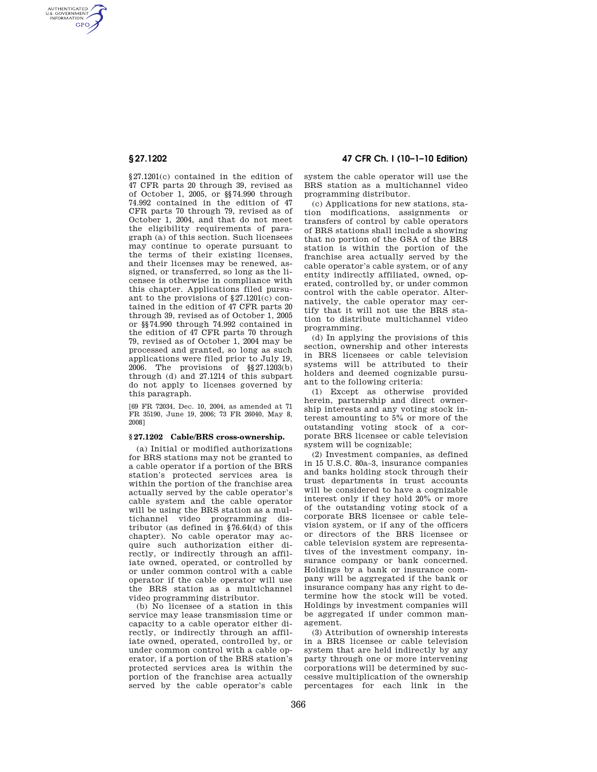§27.1201(c) contained in the edition of 47 CFR parts 20 through 39, revised as of October 1, 2005, or §§74.990 through 74.992 contained in the edition of 47 CFR parts 70 through 79, revised as of October 1, 2004, and that do not meet the eligibility requirements of paragraph (a) of this section. Such licensees may continue to operate pursuant to the terms of their existing licenses, and their licenses may be renewed, assigned, or transferred, so long as the licensee is otherwise in compliance with this chapter. Applications filed pursuant to the provisions of §27.1201(c) contained in the edition of 47 CFR parts 20 through 39, revised as of October 1, 2005 or §§74.990 through 74.992 contained in the edition of 47 CFR parts 70 through 79, revised as of October 1, 2004 may be processed and granted, so long as such applications were filed prior to July 19, 2006. The provisions of §§27.1203(b) through (d) and 27.1214 of this subpart do not apply to licenses governed by this paragraph.

[69 FR 72034, Dec. 10, 2004, as amended at 71 FR 35190, June 19, 2006; 73 FR 26040, May 8, 2008]

## §27.1202 Cable/BRS cross-ownership.

(a) Initial or modified authorizations for BRS stations may not be granted to a cable operator if a portion of the BRS station's protected services area is within the portion of the franchise area actually served by the cable operator's cable system and the cable operator will be using the BRS station as a multichannel video programming distributor (as defined in §76.64(d) of this chapter). No cable operator may acquire such authorization either directly, or indirectly through an affiliate owned, operated, or controlled by or under common control with a cable operator if the cable operator will use the BRS station as a multichannel video programming distributor.

(b) No licensee of a station in this service may lease transmission time or capacity to a cable operator either directly, or indirectly through an affiliate owned, operated, controlled by, or under common control with a cable operator, if a portion of the BRS station's protected services area is within the portion of the franchise area actually served by the cable operator's cable system the cable operator will use the BRS station as a multichannel video programming distributor.

(c) Applications for new stations, station modifications, assignments or transfers of control by cable operators of BRS stations shall include a showing that no portion of the GSA of the BRS station is within the portion of the franchise area actually served by the cable operator's cable system, or of any entity indirectly affiliated, owned, operated, controlled by, or under common control with the cable operator. Alternatively, the cable operator may certify that it will not use the BRS station to distribute multichannel video programming.

(d) In applying the provisions of this section, ownership and other interests in BRS licensees or cable television systems will be attributed to their holders and deemed cognizable pursuant to the following criteria:

(1) Except as otherwise provided herein, partnership and direct ownership interests and any voting stock interest amounting to 5% or more of the outstanding voting stock of a corporate BRS licensee or cable television system will be cognizable;

(2) Investment companies, as defined in 15 U.S.C. 80a–3, insurance companies and banks holding stock through their trust departments in trust accounts will be considered to have a cognizable interest only if they hold 20% or more of the outstanding voting stock of a corporate BRS licensee or cable television system, or if any of the officers or directors of the BRS licensee or cable television system are representatives of the investment company, insurance company or bank concerned. Holdings by a bank or insurance company will be aggregated if the bank or insurance company has any right to determine how the stock will be voted. Holdings by investment companies will be aggregated if under common management.

(3) Attribution of ownership interests in a BRS licensee or cable television system that are held indirectly by any party through one or more intervening corporations will be determined by successive multiplication of the ownership percentages for each link in the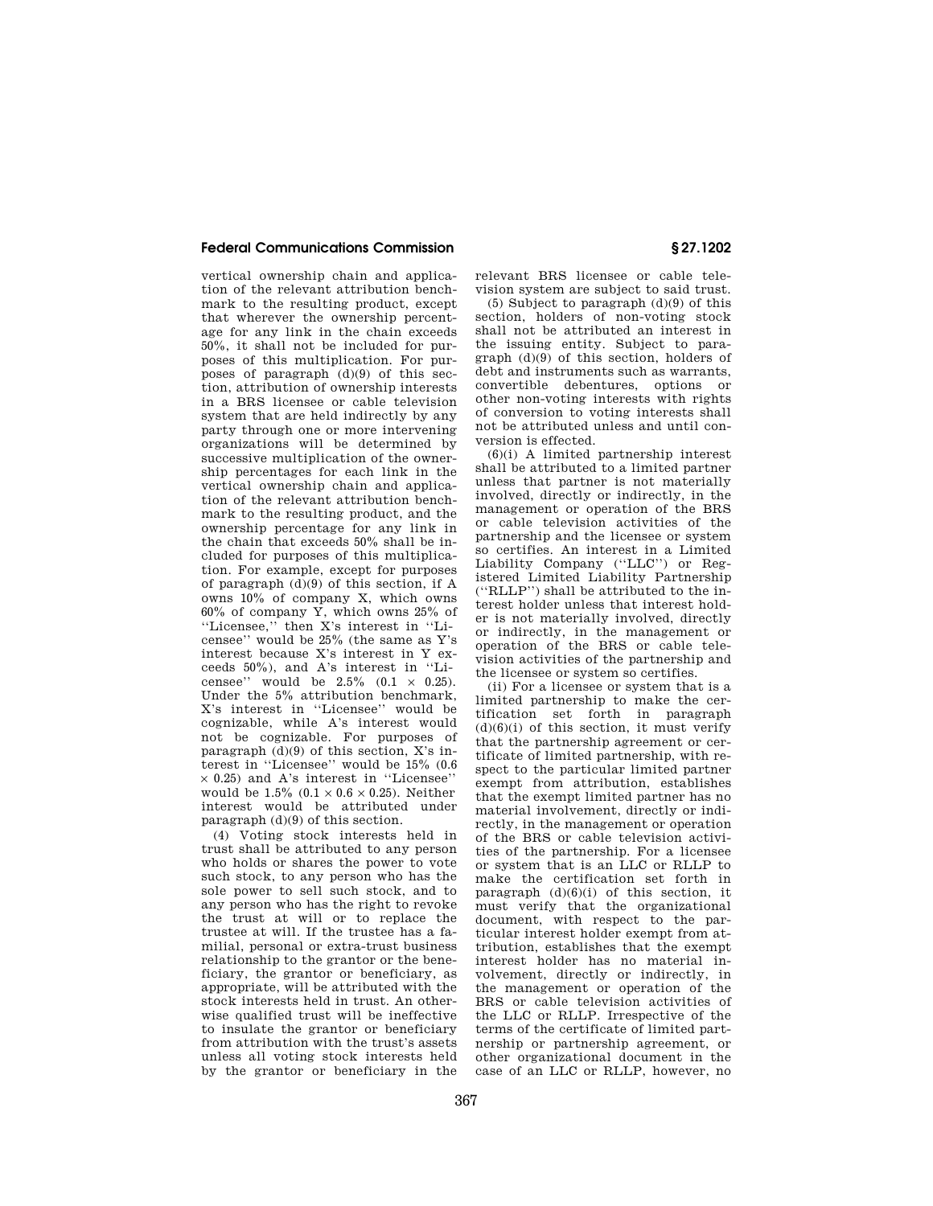vertical ownership chain and application of the relevant attribution benchmark to the resulting product, except that wherever the ownership percentage for any link in the chain exceeds 50%, it shall not be included for purposes of this multiplication. For purposes of paragraph (d)(9) of this section, attribution of ownership interests in a BRS licensee or cable television system that are held indirectly by any party through one or more intervening organizations will be determined by successive multiplication of the ownership percentages for each link in the vertical ownership chain and application of the relevant attribution benchmark to the resulting product, and the ownership percentage for any link in the chain that exceeds 50% shall be included for purposes of this multiplication. For example, except for purposes of paragraph (d)(9) of this section, if A owns 10% of company X, which owns 60% of company Y, which owns 25% of "Licensee," then X's interest in "Licensee" would be 25% (the same as Y's interest because X's interest in Y exceeds 50%), and A's interest in "Licensee" would be 2.5% ($0.1 \times 0.25$). Under the 5% attribution benchmark, X's interest in "Licensee" would be cognizable, while A's interest would not be cognizable. For purposes of paragraph (d)(9) of this section, X's interest in "Licensee" would be 15% ($0.6 \times 0.25$) and A's interest in "Licensee" would be 1.5% ($0.1 \times 0.6 \times 0.25$). Neither interest would be attributed under paragraph (d)(9) of this section.

(4) Voting stock interests held in trust shall be attributed to any person who holds or shares the power to vote such stock, to any person who has the sole power to sell such stock, and to any person who has the right to revoke the trust at will or to replace the trustee at will. If the trustee has a familial, personal or extra-trust business relationship to the grantor or the beneficiary, the grantor or beneficiary, as appropriate, will be attributed with the stock interests held in trust. An otherwise qualified trust will be ineffective to insulate the grantor or beneficiary from attribution with the trust's assets unless all voting stock interests held by the grantor or beneficiary in the relevant BRS licensee or cable television system are subject to said trust.

(5) Subject to paragraph (d)(9) of this section, holders of non-voting stock shall not be attributed an interest in the issuing entity. Subject to paragraph (d)(9) of this section, holders of debt and instruments such as warrants, convertible debentures, options or other non-voting interests with rights of conversion to voting interests shall not be attributed unless and until conversion is effected.

(6)(i) A limited partnership interest shall be attributed to a limited partner unless that partner is not materially involved, directly or indirectly, in the management or operation of the BRS or cable television activities of the partnership and the licensee or system so certifies. An interest in a Limited Liability Company ("LLC") or Registered Limited Liability Partnership ("RLLP") shall be attributed to the interest holder unless that interest holder is not materially involved, directly or indirectly, in the management or operation of the BRS or cable television activities of the partnership and the licensee or system so certifies.

(ii) For a licensee or system that is a limited partnership to make the certification set forth in paragraph (d)(6)(i) of this section, it must verify that the partnership agreement or certificate of limited partnership, with respect to the particular limited partner exempt from attribution, establishes that the exempt limited partner has no material involvement, directly or indirectly, in the management or operation of the BRS or cable television activities of the partnership. For a licensee or system that is an LLC or RLLP to make the certification set forth in paragraph (d)(6)(i) of this section, it must verify that the organizational document, with respect to the particular interest holder exempt from attribution, establishes that the exempt interest holder has no material involvement, directly or indirectly, in the management or operation of the BRS or cable television activities of the LLC or RLLP. Irrespective of the terms of the certificate of limited partnership or partnership agreement, or other organizational document in the case of an LLC or RLLP, however, no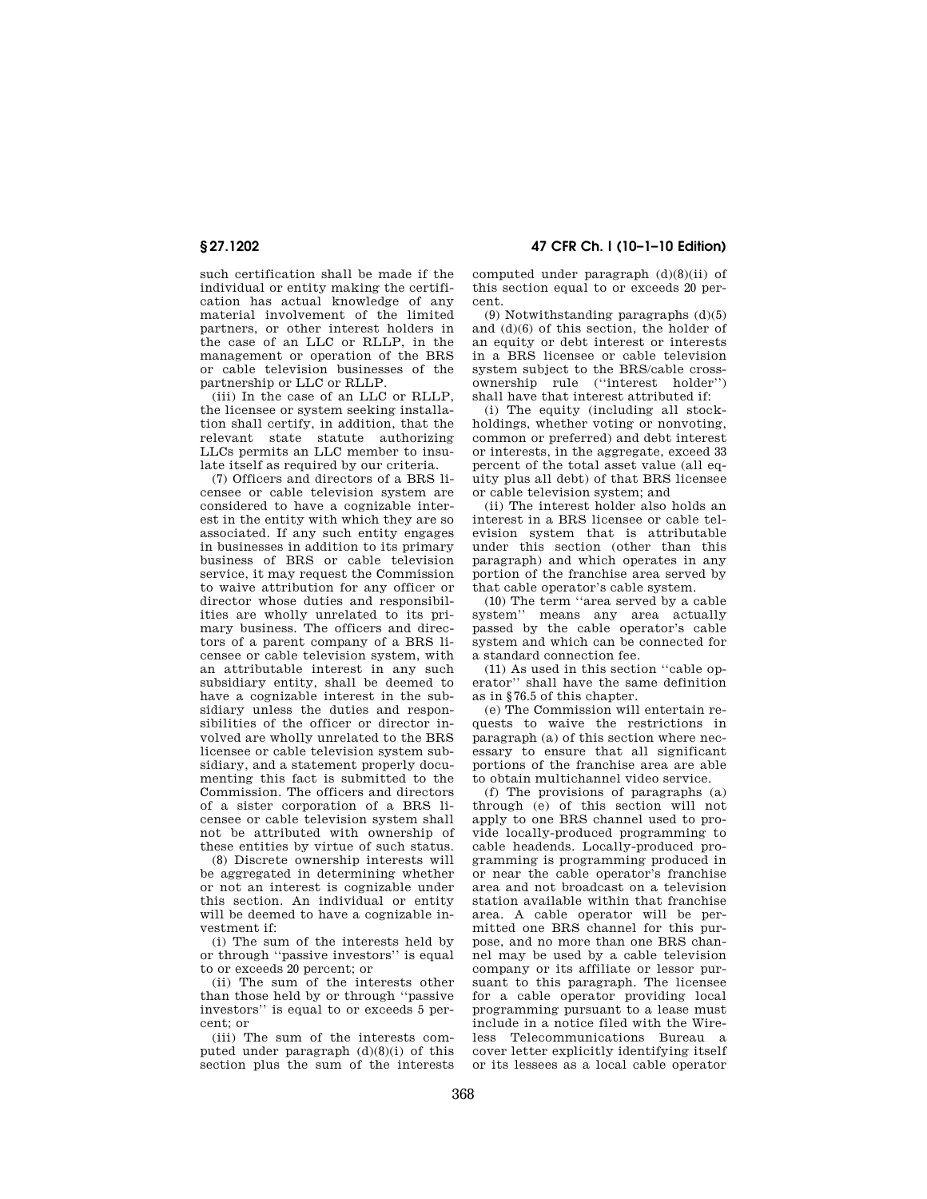such certification shall be made if the individual or entity making the certification has actual knowledge of any material involvement of the limited partners, or other interest holders in the case of an LLC or RLLP, in the management or operation of the BRS or cable television businesses of the partnership or LLC or RLLP.

(iii) In the case of an LLC or RLLP, the licensee or system seeking installation shall certify, in addition, that the relevant state statute authorizing LLCs permits an LLC member to insulate itself as required by our criteria.

(7) Officers and directors of a BRS licensee or cable television system are considered to have a cognizable interest in the entity with which they are so associated. If any such entity engages in businesses in addition to its primary business of BRS or cable television service, it may request the Commission to waive attribution for any officer or director whose duties and responsibilities are wholly unrelated to its primary business. The officers and directors of a parent company of a BRS licensee or cable television system, with an attributable interest in any such subsidiary entity, shall be deemed to have a cognizable interest in the subsidiary unless the duties and responsibilities of the officer or director involved are wholly unrelated to the BRS licensee or cable television system subsidiary, and a statement properly documenting this fact is submitted to the Commission. The officers and directors of a sister corporation of a BRS licensee or cable television system shall not be attributed with ownership of these entities by virtue of such status.

(8) Discrete ownership interests will be aggregated in determining whether or not an interest is cognizable under this section. An individual or entity will be deemed to have a cognizable investment if:

(i) The sum of the interests held by or through "passive investors" is equal to or exceeds 20 percent; or

(ii) The sum of the interests other than those held by or through "passive investors" is equal to or exceeds 5 percent; or

(iii) The sum of the interests computed under paragraph (d)(8)(i) of this section plus the sum of the interests computed under paragraph (d)(8)(ii) of this section equal to or exceeds 20 percent.

(9) Notwithstanding paragraphs (d)(5) and (d)(6) of this section, the holder of an equity or debt interest or interests in a BRS licensee or cable television system subject to the BRS/cable cross-ownership rule ("interest holder") shall have that interest attributed if:

(i) The equity (including all stockholdings, whether voting or nonvoting, common or preferred) and debt interest or interests, in the aggregate, exceed 33 percent of the total asset value (all equity plus all debt) of that BRS licensee or cable television system; and

(ii) The interest holder also holds an interest in a BRS licensee or cable television system that is attributable under this section (other than this paragraph) and which operates in any portion of the franchise area served by that cable operator's cable system.

(10) The term "area served by a cable system" means any area actually passed by the cable operator's cable system and which can be connected for a standard connection fee.

(11) As used in this section "cable operator" shall have the same definition as in §76.5 of this chapter.

(e) The Commission will entertain requests to waive the restrictions in paragraph (a) of this section where necessary to ensure that all significant portions of the franchise area are able to obtain multichannel video service.

(f) The provisions of paragraphs (a) through (e) of this section will not apply to one BRS channel used to provide locally-produced programming to cable headends. Locally-produced programming is programming produced in or near the cable operator's franchise area and not broadcast on a television station available within that franchise area. A cable operator will be permitted one BRS channel for this purpose, and no more than one BRS channel may be used by a cable television company or its affiliate or lessor pursuant to this paragraph. The licensee for a cable operator providing local programming pursuant to a lease must include in a notice filed with the Wireless Telecommunications Bureau a cover letter explicitly identifying itself or its lessees as a local cable operator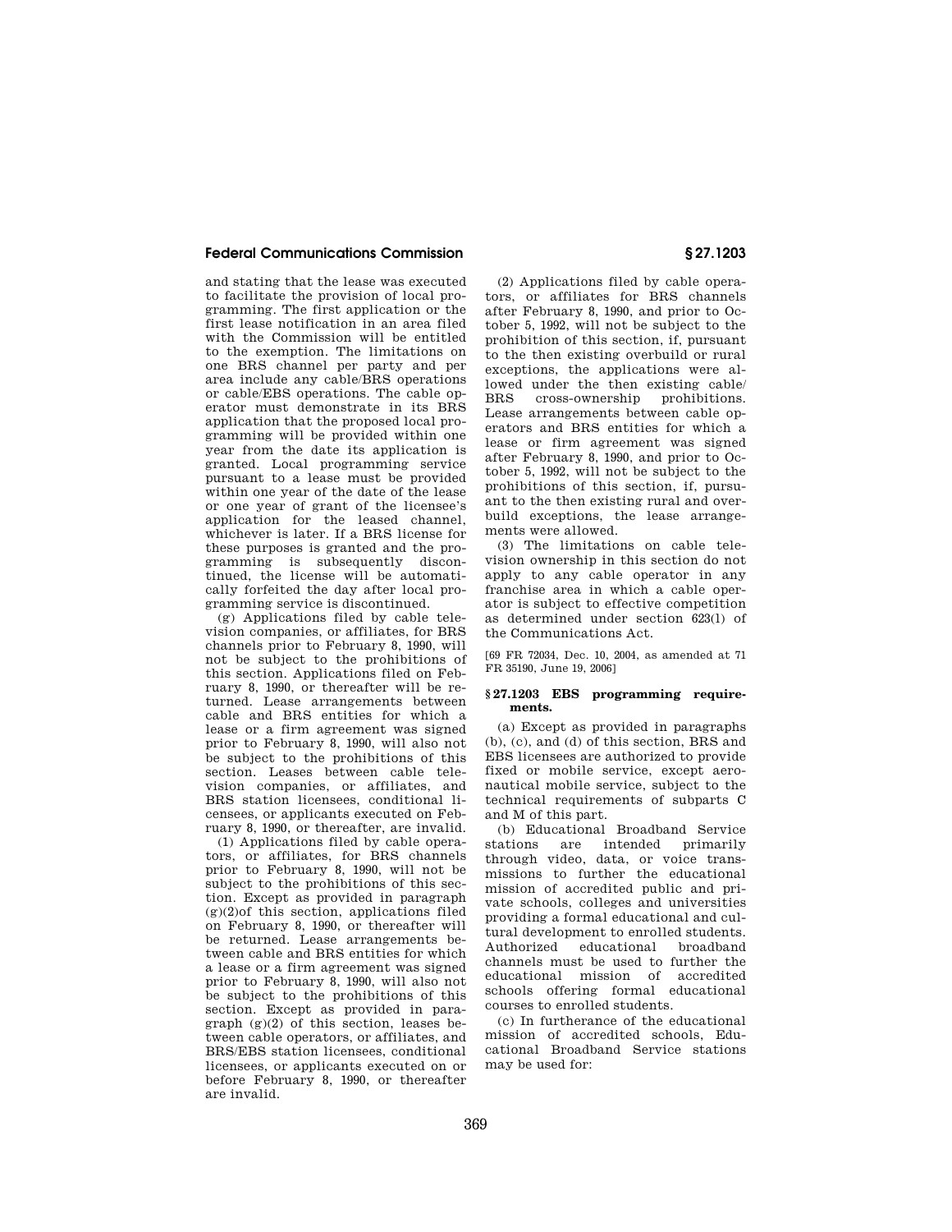and stating that the lease was executed to facilitate the provision of local programming. The first application or the first lease notification in an area filed with the Commission will be entitled to the exemption. The limitations on one BRS channel per party and per area include any cable/BRS operations or cable/EBS operations. The cable operator must demonstrate in its BRS application that the proposed local programming will be provided within one year from the date its application is granted. Local programming service pursuant to a lease must be provided within one year of the date of the lease or one year of grant of the licensee's application for the leased channel, whichever is later. If a BRS license for these purposes is granted and the programming is subsequently discontinued, the license will be automatically forfeited the day after local programming service is discontinued.

(g) Applications filed by cable television companies, or affiliates, for BRS channels prior to February 8, 1990, will not be subject to the prohibitions of this section. Applications filed on February 8, 1990, or thereafter will be returned. Lease arrangements between cable and BRS entities for which a lease or a firm agreement was signed prior to February 8, 1990, will also not be subject to the prohibitions of this section. Leases between cable television companies, or affiliates, and BRS station licensees, conditional licensees, or applicants executed on February 8, 1990, or thereafter, are invalid.

(1) Applications filed by cable operators, or affiliates, for BRS channels prior to February 8, 1990, will not be subject to the prohibitions of this section. Except as provided in paragraph (g)(2)of this section, applications filed on February 8, 1990, or thereafter will be returned. Lease arrangements between cable and BRS entities for which a lease or a firm agreement was signed prior to February 8, 1990, will also not be subject to the prohibitions of this section. Except as provided in paragraph (g)(2) of this section, leases between cable operators, or affiliates, and BRS/EBS station licensees, conditional licensees, or applicants executed on or before February 8, 1990, or thereafter are invalid.

(2) Applications filed by cable operators, or affiliates for BRS channels after February 8, 1990, and prior to October 5, 1992, will not be subject to the prohibition of this section, if, pursuant to the then existing overbuild or rural exceptions, the applications were allowed under the then existing cable/BRS cross-ownership prohibitions. Lease arrangements between cable operators and BRS entities for which a lease or firm agreement was signed after February 8, 1990, and prior to October 5, 1992, will not be subject to the prohibitions of this section, if, pursuant to the then existing rural and overbuild exceptions, the lease arrangements were allowed.

(3) The limitations on cable television ownership in this section do not apply to any cable operator in any franchise area in which a cable operator is subject to effective competition as determined under section 623(l) of the Communications Act.

[69 FR 72034, Dec. 10, 2004, as amended at 71 FR 35190, June 19, 2006]

### § 27.1203 EBS programming requirements.

(a) Except as provided in paragraphs (b), (c), and (d) of this section, BRS and EBS licensees are authorized to provide fixed or mobile service, except aeronautical mobile service, subject to the technical requirements of subparts C and M of this part.

(b) Educational Broadband Service stations are intended primarily through video, data, or voice transmissions to further the educational mission of accredited public and private schools, colleges and universities providing a formal educational and cultural development to enrolled students. Authorized educational broadband channels must be used to further the educational mission of accredited schools offering formal educational courses to enrolled students.

(c) In furtherance of the educational mission of accredited schools, Educational Broadband Service stations may be used for: